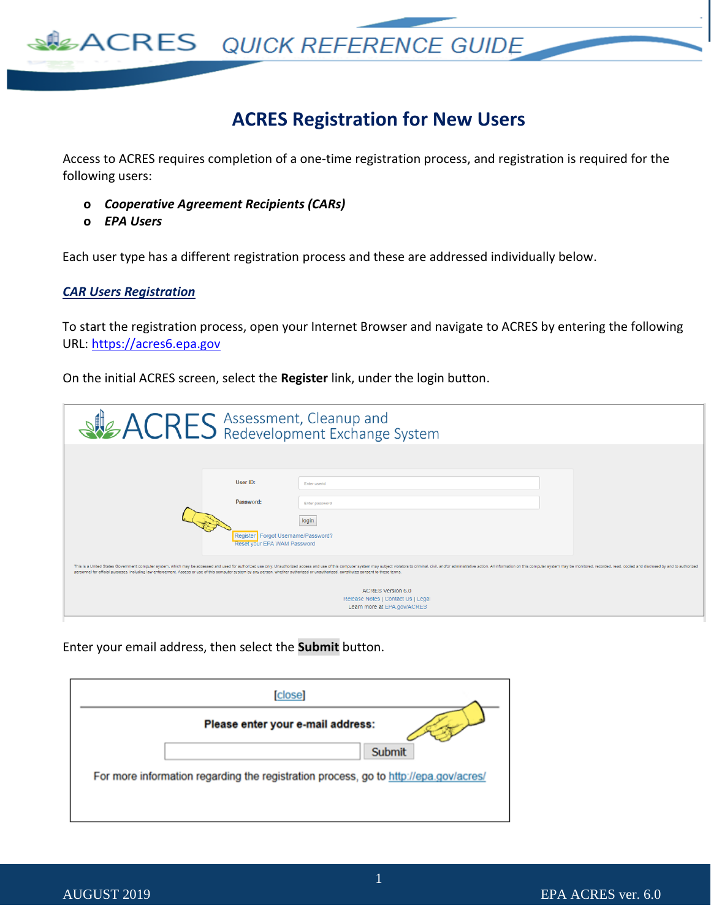# ACRES Registration for New Users

Access to ACRES requires completion of a one-time registration process, and registration is required for the following users:

- ***Cooperative Agreement Recipients (CARs)***
- ***EPA Users***

Each user type has a different registration process and these are addressed individually below.

## *CAR Users Registration*

To start the registration process, open your Internet Browser and navigate to ACRES by entering the following URL: https://acres6.epa.gov

On the initial ACRES screen, select the **Register** link, under the login button.

Enter your email address, then select the **Submit** button.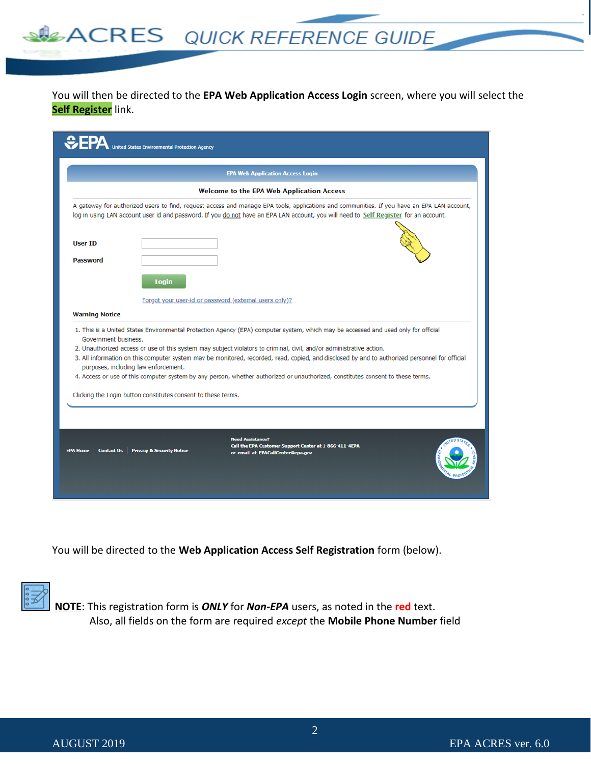You will then be directed to the **EPA Web Application Access Login** screen, where you will select the **Self Register** link.

You will be directed to the **Web Application Access Self Registration** form (below).

**NOTE**: This registration form is ***ONLY*** for ***Non-EPA*** users, as noted in the **red** text. Also, all fields on the form are required *except* the **Mobile Phone Number** field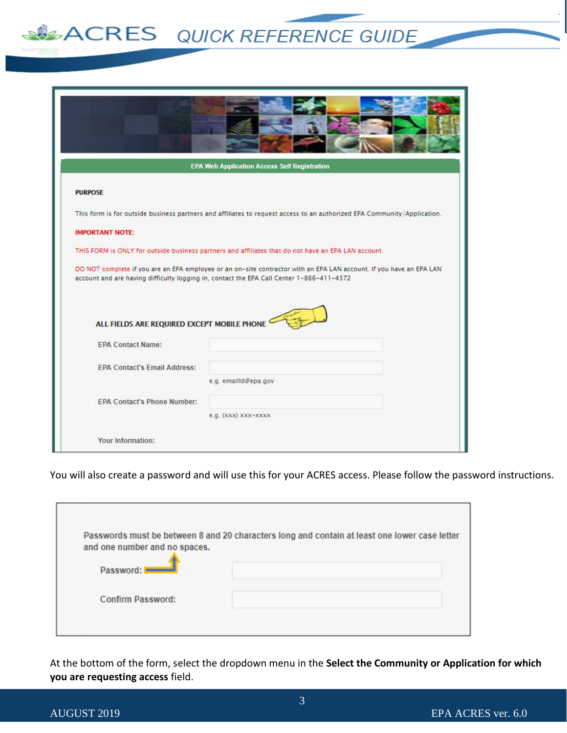EPA Web Application Access Self Registration

**PURPOSE**

This form is for outside business partners and affiliates to request access to an authorized EPA Community/Application.

**IMPORTANT NOTE:**

THIS FORM is ONLY for outside business partners and affiliates that do not have an EPA LAN account.

DO NOT complete if you are an EPA employee or an on-site contractor with an EPA LAN account. If you have an EPA LAN account and are having difficulty logging in, contact the EPA Call Center 1-866-411-4372

**ALL FIELDS ARE REQUIRED EXCEPT MOBILE PHONE**

EPA Contact Name:

EPA Contact's Email Address:
e.g. emailld@epa.gov

EPA Contact's Phone Number:
e.g. (xxx) xxx-xxxx

Your Information:

You will also create a password and will use this for your ACRES access. Please follow the password instructions.

Passwords must be between 8 and 20 characters long and contain at least one lower case letter and one number and no spaces.

Password:

Confirm Password:

At the bottom of the form, select the dropdown menu in the **Select the Community or Application for which you are requesting access** field.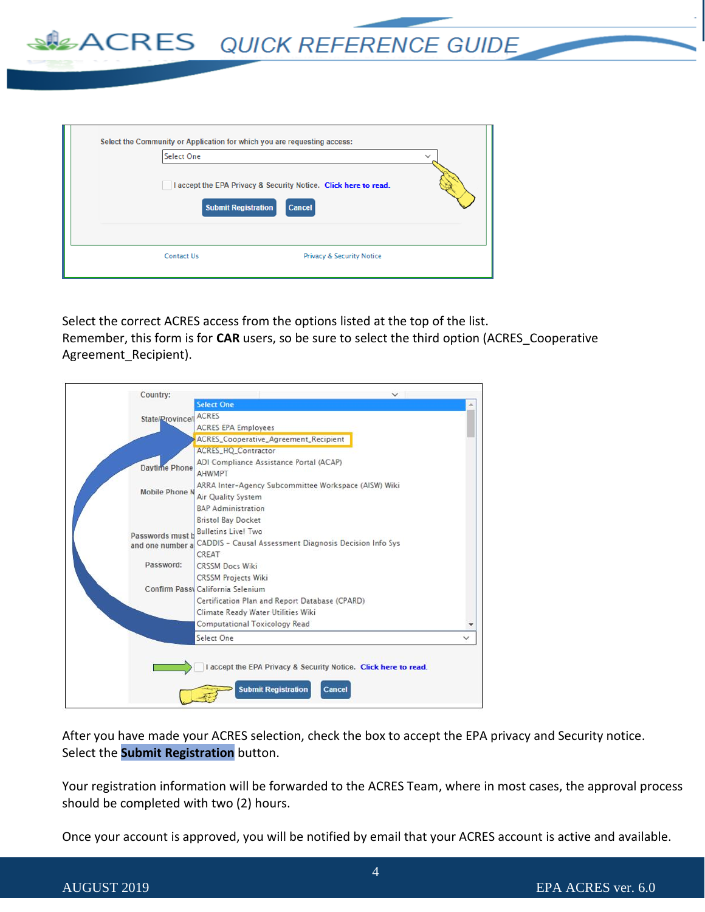Select the correct ACRES access from the options listed at the top of the list.
Remember, this form is for **CAR** users, so be sure to select the third option (ACRES_Cooperative Agreement_Recipient).

After you have made your ACRES selection, check the box to accept the EPA privacy and Security notice. Select the **Submit Registration** button.

Your registration information will be forwarded to the ACRES Team, where in most cases, the approval process should be completed with two (2) hours.

Once your account is approved, you will be notified by email that your ACRES account is active and available.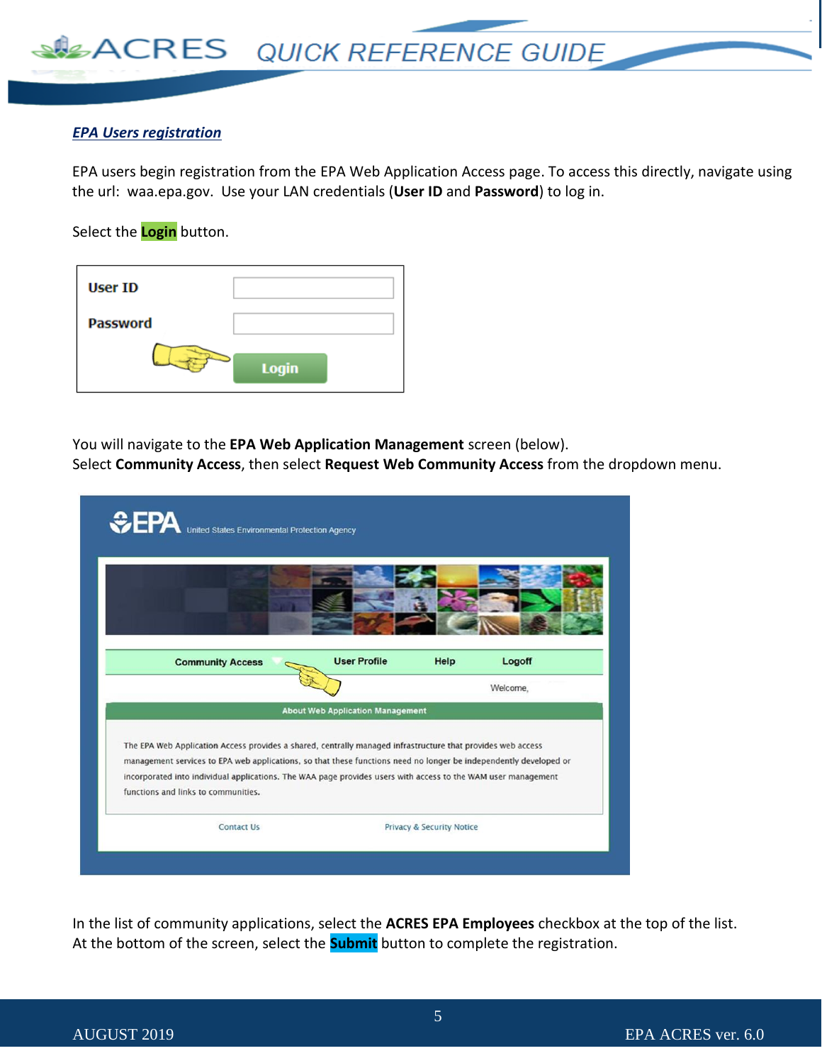## *EPA Users registration*

EPA users begin registration from the EPA Web Application Access page. To access this directly, navigate using the url: waa.epa.gov. Use your LAN credentials (**User ID** and **Password**) to log in.

Select the **Login** button.

You will navigate to the **EPA Web Application Management** screen (below).
Select **Community Access**, then select **Request Web Community Access** from the dropdown menu.

In the list of community applications, select the **ACRES EPA Employees** checkbox at the top of the list.
At the bottom of the screen, select the **Submit** button to complete the registration.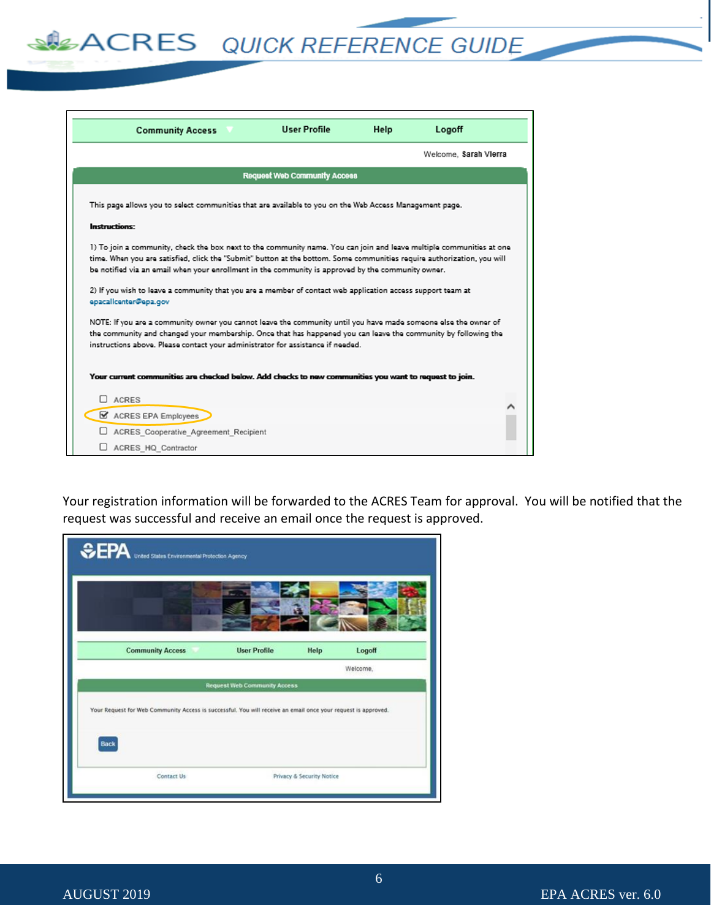Community Access | User Profile | Help | Logoff

Welcome, Sarah Vierra

**Request Web Community Access**

This page allows you to select communities that are available to you on the Web Access Management page.

**Instructions:**

1) To join a community, check the box next to the community name. You can join and leave multiple communities at one time. When you are satisfied, click the "Submit" button at the bottom. Some communities require authorization, you will be notified via an email when your enrollment in the community is approved by the community owner.

2) If you wish to leave a community that you are a member of contact web application access support team at epacallcenter@epa.gov

NOTE: If you are a community owner you cannot leave the community until you have made someone else the owner of the community and changed your membership. Once that has happened you can leave the community by following the instructions above. Please contact your administrator for assistance if needed.

**Your current communities are checked below. Add checks to new communities you want to request to join.**

- [ ] ACRES
- [x] ACRES EPA Employees
- [ ] ACRES_Cooperative_Agreement_Recipient
- [ ] ACRES_HQ_Contractor

Your registration information will be forwarded to the ACRES Team for approval. You will be notified that the request was successful and receive an email once the request is approved.

EPA United States Environmental Protection Agency

Community Access | User Profile | Help | Logoff

Welcome,

**Request Web Community Access**

Your Request for Web Community Access is successful. You will receive an email once your request is approved.

Back

Contact Us | Privacy & Security Notice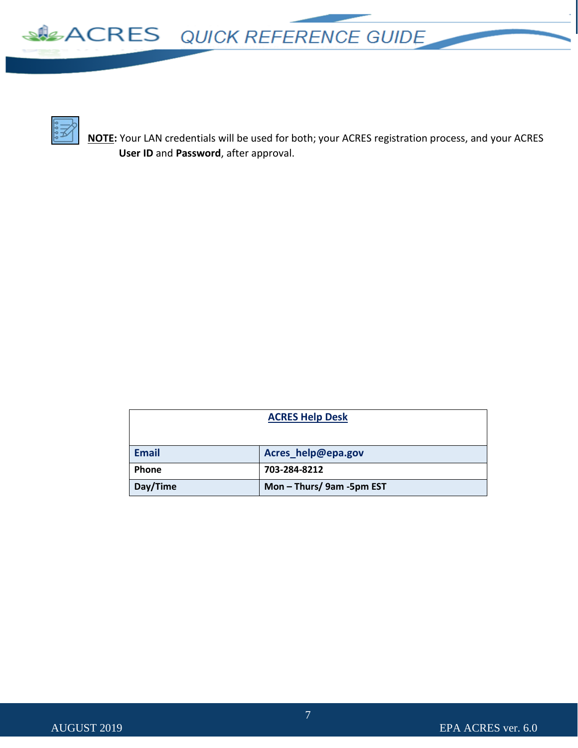**NOTE:** Your LAN credentials will be used for both; your ACRES registration process, and your ACRES **User ID** and **Password**, after approval.

| ACRES Help Desk | |
|---|---|
| **Email** | **Acres_help@epa.gov** |
| **Phone** | **703-284-8212** |
| **Day/Time** | **Mon – Thurs/ 9am -5pm EST** |